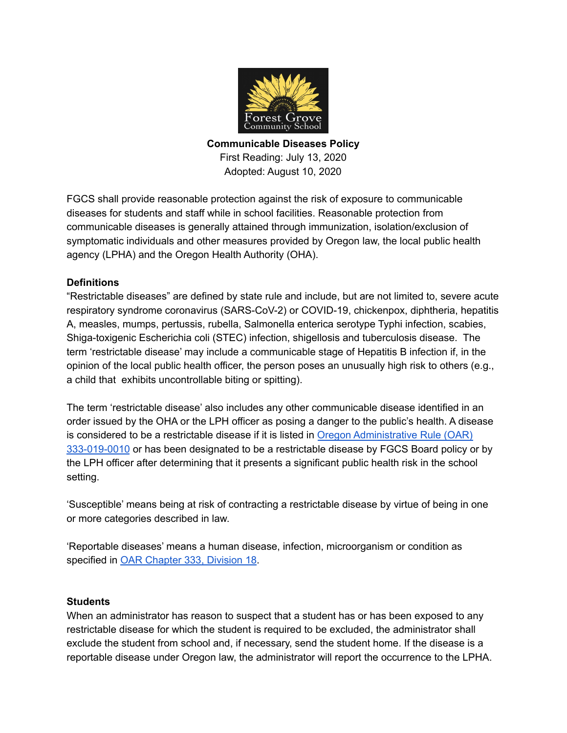Forest Grove Community School

**Communicable Diseases Policy**

First Reading: July 13, 2020

Adopted: August 10, 2020

FGCS shall provide reasonable protection against the risk of exposure to communicable diseases for students and staff while in school facilities. Reasonable protection from communicable diseases is generally attained through immunization, isolation/exclusion of symptomatic individuals and other measures provided by Oregon law, the local public health agency (LPHA) and the Oregon Health Authority (OHA).

**Definitions**

"Restrictable diseases" are defined by state rule and include, but are not limited to, severe acute respiratory syndrome coronavirus (SARS-CoV-2) or COVID-19, chickenpox, diphtheria, hepatitis A, measles, mumps, pertussis, rubella, Salmonella enterica serotype Typhi infection, scabies, Shiga-toxigenic Escherichia coli (STEC) infection, shigellosis and tuberculosis disease. The term 'restrictable disease' may include a communicable stage of Hepatitis B infection if, in the opinion of the local public health officer, the person poses an unusually high risk to others (e.g., a child that exhibits uncontrollable biting or spitting).

The term 'restrictable disease' also includes any other communicable disease identified in an order issued by the OHA or the LPH officer as posing a danger to the public's health. A disease is considered to be a restrictable disease if it is listed in Oregon Administrative Rule (OAR) 333-019-0010 or has been designated to be a restrictable disease by FGCS Board policy or by the LPH officer after determining that it presents a significant public health risk in the school setting.

'Susceptible' means being at risk of contracting a restrictable disease by virtue of being in one or more categories described in law.

'Reportable diseases' means a human disease, infection, microorganism or condition as specified in OAR Chapter 333, Division 18.

**Students**

When an administrator has reason to suspect that a student has or has been exposed to any restrictable disease for which the student is required to be excluded, the administrator shall exclude the student from school and, if necessary, send the student home. If the disease is a reportable disease under Oregon law, the administrator will report the occurrence to the LPHA.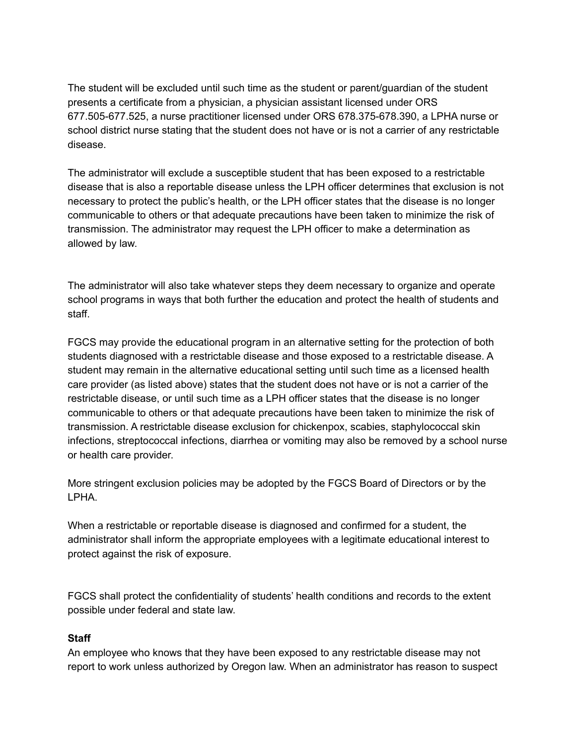The student will be excluded until such time as the student or parent/guardian of the student presents a certificate from a physician, a physician assistant licensed under ORS 677.505-677.525, a nurse practitioner licensed under ORS 678.375-678.390, a LPHA nurse or school district nurse stating that the student does not have or is not a carrier of any restrictable disease.

The administrator will exclude a susceptible student that has been exposed to a restrictable disease that is also a reportable disease unless the LPH officer determines that exclusion is not necessary to protect the public's health, or the LPH officer states that the disease is no longer communicable to others or that adequate precautions have been taken to minimize the risk of transmission. The administrator may request the LPH officer to make a determination as allowed by law.

The administrator will also take whatever steps they deem necessary to organize and operate school programs in ways that both further the education and protect the health of students and staff.

FGCS may provide the educational program in an alternative setting for the protection of both students diagnosed with a restrictable disease and those exposed to a restrictable disease. A student may remain in the alternative educational setting until such time as a licensed health care provider (as listed above) states that the student does not have or is not a carrier of the restrictable disease, or until such time as a LPH officer states that the disease is no longer communicable to others or that adequate precautions have been taken to minimize the risk of transmission. A restrictable disease exclusion for chickenpox, scabies, staphylococcal skin infections, streptococcal infections, diarrhea or vomiting may also be removed by a school nurse or health care provider.

More stringent exclusion policies may be adopted by the FGCS Board of Directors or by the LPHA.

When a restrictable or reportable disease is diagnosed and confirmed for a student, the administrator shall inform the appropriate employees with a legitimate educational interest to protect against the risk of exposure.

FGCS shall protect the confidentiality of students' health conditions and records to the extent possible under federal and state law.

**Staff**

An employee who knows that they have been exposed to any restrictable disease may not report to work unless authorized by Oregon law. When an administrator has reason to suspect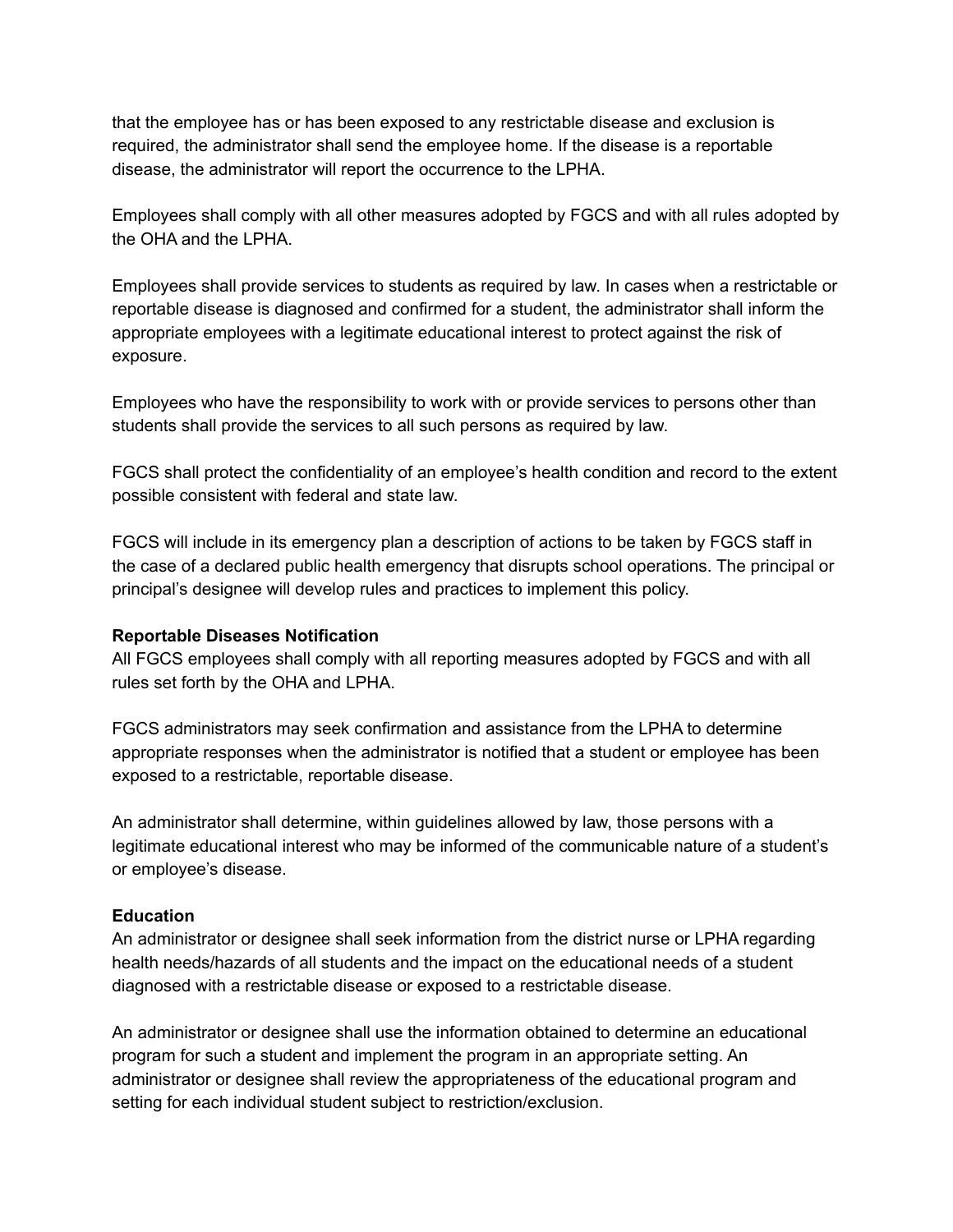that the employee has or has been exposed to any restrictable disease and exclusion is required, the administrator shall send the employee home. If the disease is a reportable disease, the administrator will report the occurrence to the LPHA.

Employees shall comply with all other measures adopted by FGCS and with all rules adopted by the OHA and the LPHA.

Employees shall provide services to students as required by law. In cases when a restrictable or reportable disease is diagnosed and confirmed for a student, the administrator shall inform the appropriate employees with a legitimate educational interest to protect against the risk of exposure.

Employees who have the responsibility to work with or provide services to persons other than students shall provide the services to all such persons as required by law.

FGCS shall protect the confidentiality of an employee's health condition and record to the extent possible consistent with federal and state law.

FGCS will include in its emergency plan a description of actions to be taken by FGCS staff in the case of a declared public health emergency that disrupts school operations. The principal or principal's designee will develop rules and practices to implement this policy.

**Reportable Diseases Notification**

All FGCS employees shall comply with all reporting measures adopted by FGCS and with all rules set forth by the OHA and LPHA.

FGCS administrators may seek confirmation and assistance from the LPHA to determine appropriate responses when the administrator is notified that a student or employee has been exposed to a restrictable, reportable disease.

An administrator shall determine, within guidelines allowed by law, those persons with a legitimate educational interest who may be informed of the communicable nature of a student's or employee's disease.

**Education**

An administrator or designee shall seek information from the district nurse or LPHA regarding health needs/hazards of all students and the impact on the educational needs of a student diagnosed with a restrictable disease or exposed to a restrictable disease.

An administrator or designee shall use the information obtained to determine an educational program for such a student and implement the program in an appropriate setting. An administrator or designee shall review the appropriateness of the educational program and setting for each individual student subject to restriction/exclusion.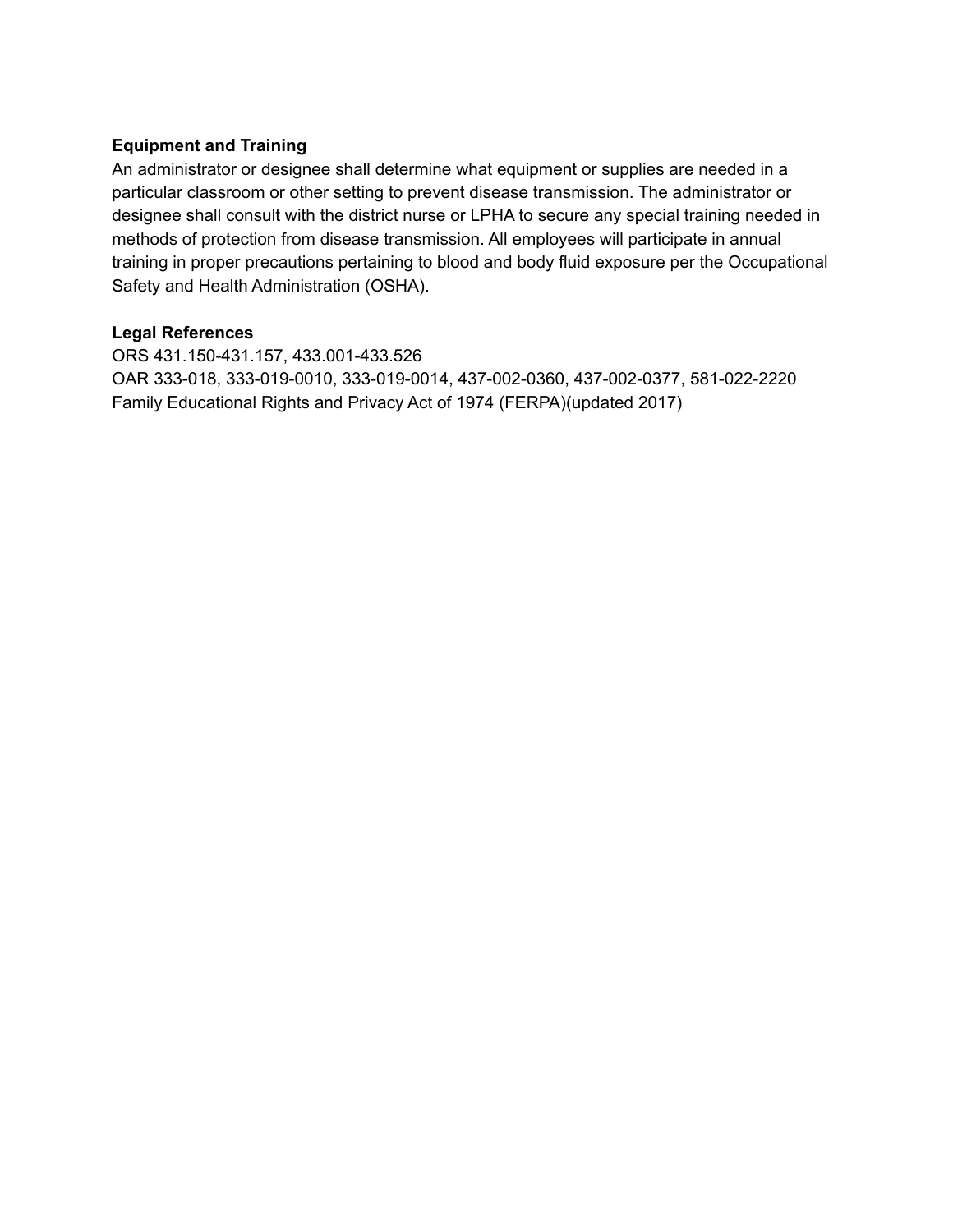**Equipment and Training**

An administrator or designee shall determine what equipment or supplies are needed in a particular classroom or other setting to prevent disease transmission. The administrator or designee shall consult with the district nurse or LPHA to secure any special training needed in methods of protection from disease transmission. All employees will participate in annual training in proper precautions pertaining to blood and body fluid exposure per the Occupational Safety and Health Administration (OSHA).

**Legal References**

ORS 431.150-431.157, 433.001-433.526
OAR 333-018, 333-019-0010, 333-019-0014, 437-002-0360, 437-002-0377, 581-022-2220
Family Educational Rights and Privacy Act of 1974 (FERPA)(updated 2017)